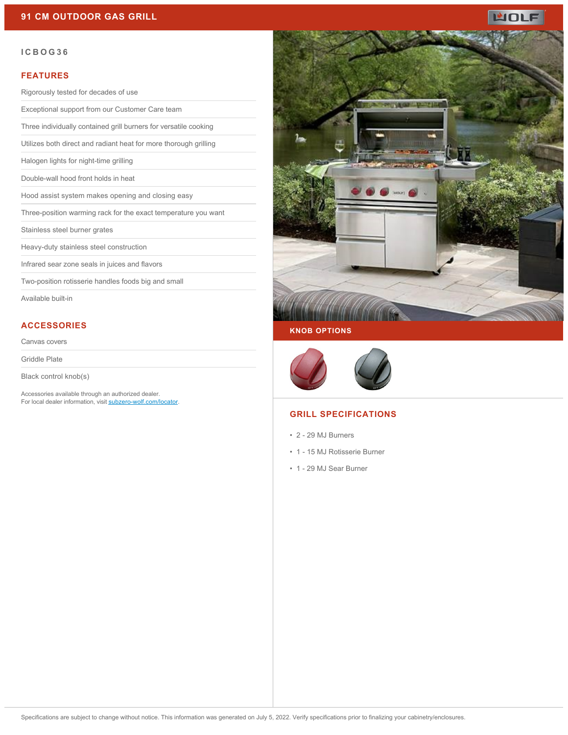# 91 CM OUTDOOR GAS GRILL

WOLF

## ICBOG36

## FEATURES

- Rigorously tested for decades of use
- Exceptional support from our Customer Care team
- Three individually contained grill burners for versatile cooking
- Utilizes both direct and radiant heat for more thorough grilling
- Halogen lights for night-time grilling
- Double-wall hood front holds in heat
- Hood assist system makes opening and closing easy
- Three-position warming rack for the exact temperature you want
- Stainless steel burner grates
- Heavy-duty stainless steel construction
- Infrared sear zone seals in juices and flavors
- Two-position rotisserie handles foods big and small
- Available built-in

## ACCESSORIES

- Canvas covers
- Griddle Plate
- Black control knob(s)

Accessories available through an authorized dealer.
For local dealer information, visit subzero-wolf.com/locator.

## KNOB OPTIONS

## GRILL SPECIFICATIONS

- 2 - 29 MJ Burners
- 1 - 15 MJ Rotisserie Burner
- 1 - 29 MJ Sear Burner

Specifications are subject to change without notice. This information was generated on July 5, 2022. Verify specifications prior to finalizing your cabinetry/enclosures.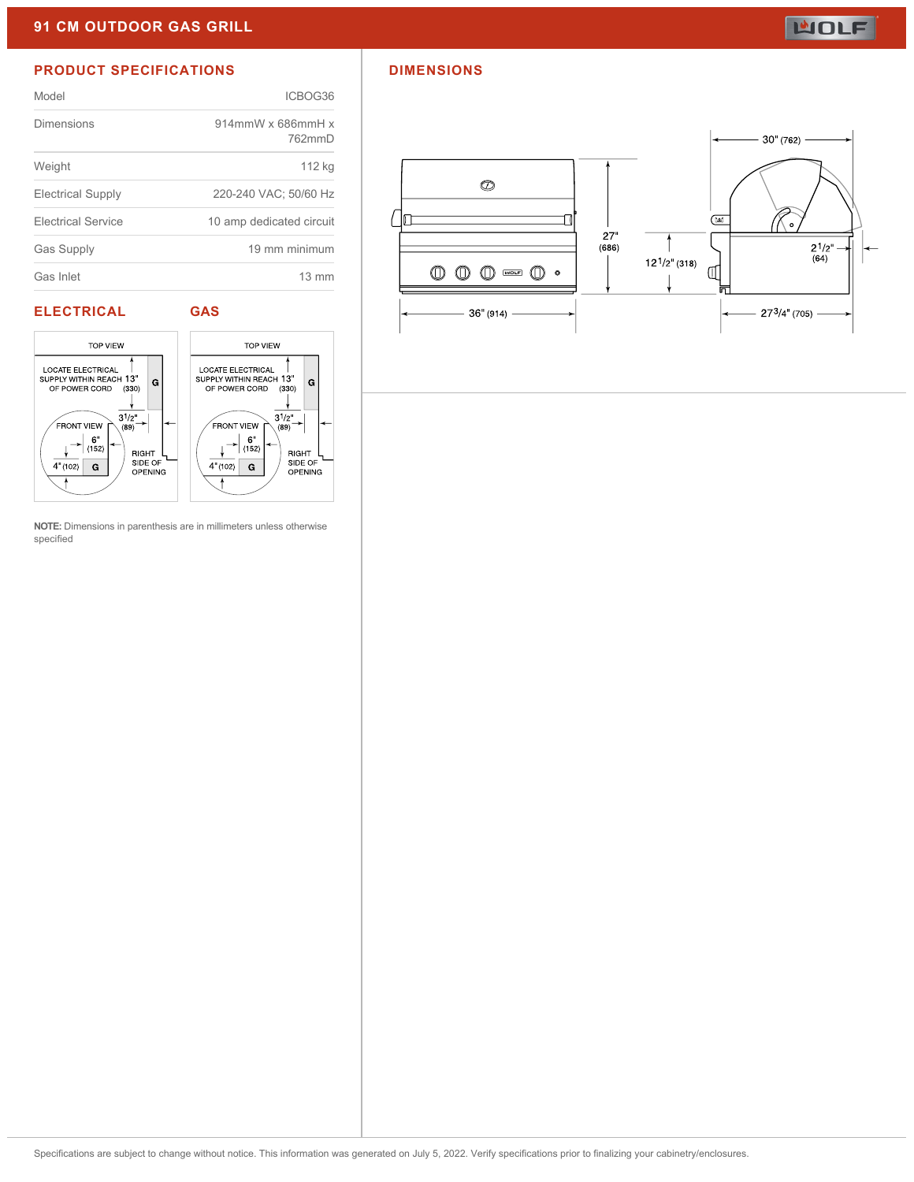# 91 CM OUTDOOR GAS GRILL

## PRODUCT SPECIFICATIONS

| | |
|---|---|
| Model | ICBOG36 |
| Dimensions | 914mmW x 686mmH x 762mmD |
| Weight | 112 kg |
| Electrical Supply | 220-240 VAC; 50/60 Hz |
| Electrical Service | 10 amp dedicated circuit |
| Gas Supply | 19 mm minimum |
| Gas Inlet | 13 mm |

## ELECTRICAL

TOP VIEW

LOCATE ELECTRICAL SUPPLY WITHIN REACH OF POWER CORD

13" (330)

G

FRONT VIEW

3 1/2" (89)

6" (152)

4" (102)

G

RIGHT SIDE OF OPENING

## GAS

TOP VIEW

LOCATE ELECTRICAL SUPPLY WITHIN REACH OF POWER CORD

13" (330)

G

FRONT VIEW

3 1/2" (89)

6" (152)

4" (102)

G

RIGHT SIDE OF OPENING

**NOTE:** Dimensions in parenthesis are in millimeters unless otherwise specified

## DIMENSIONS

30" (762)

27" (686)

12 1/2" (318)

2 1/2" (64)

36" (914)

27 3/4" (705)

Specifications are subject to change without notice. This information was generated on July 5, 2022. Verify specifications prior to finalizing your cabinetry/enclosures.